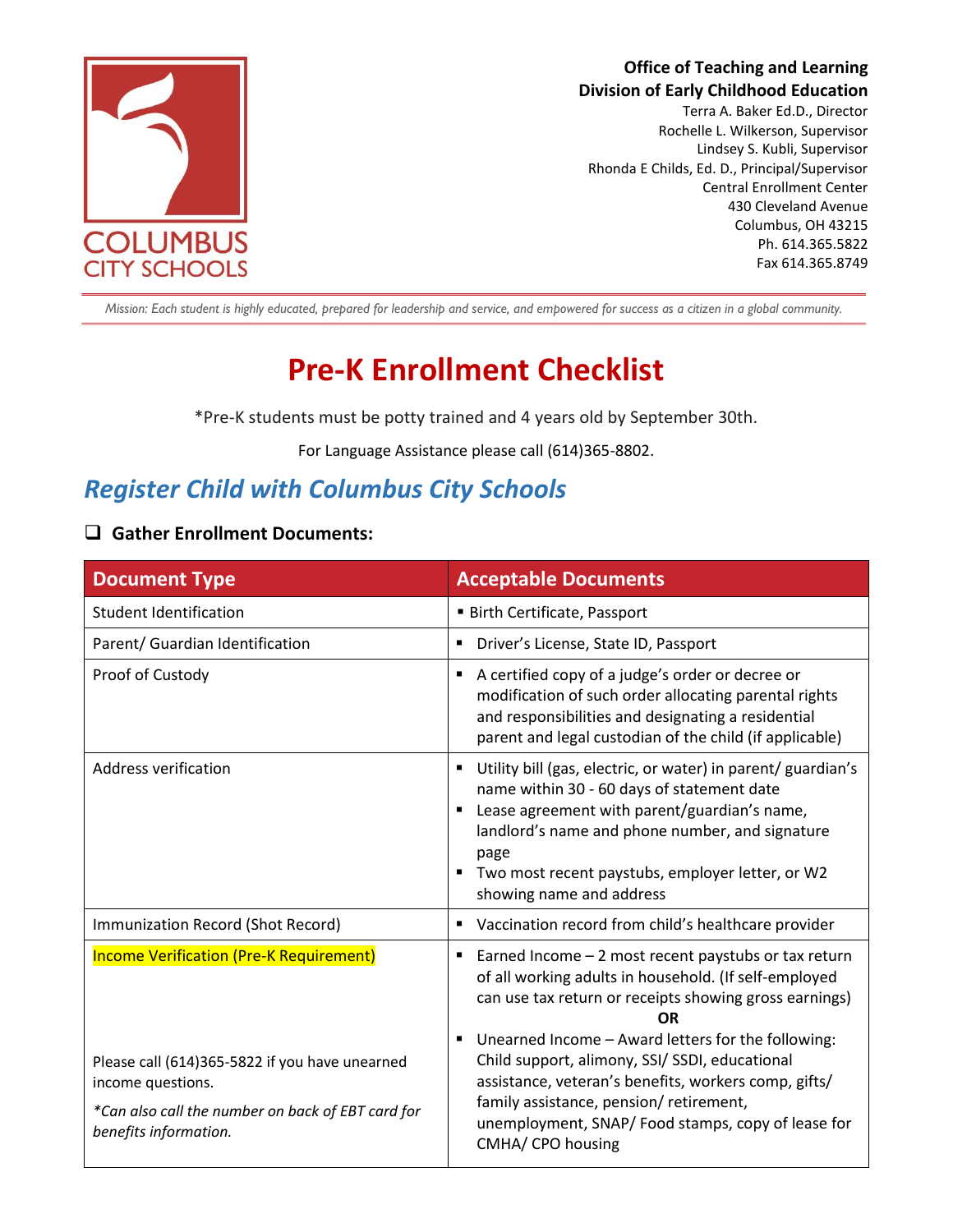COLUMBUS CITY SCHOOLS

**Office of Teaching and Learning**
**Division of Early Childhood Education**
Terra A. Baker Ed.D., Director
Rochelle L. Wilkerson, Supervisor
Lindsey S. Kubli, Supervisor
Rhonda E Childs, Ed. D., Principal/Supervisor
Central Enrollment Center
430 Cleveland Avenue
Columbus, OH 43215
Ph. 614.365.5822
Fax 614.365.8749

*Mission: Each student is highly educated, prepared for leadership and service, and empowered for success as a citizen in a global community.*

# Pre-K Enrollment Checklist

*Pre-K students must be potty trained and 4 years old by September 30th.

For Language Assistance please call (614)365-8802.

## *Register Child with Columbus City Schools*

- [ ] **Gather Enrollment Documents:**

| Document Type | Acceptable Documents |
| --- | --- |
| Student Identification | ▪ Birth Certificate, Passport |
| Parent/ Guardian Identification | ▪ Driver's License, State ID, Passport |
| Proof of Custody | ▪ A certified copy of a judge's order or decree or modification of such order allocating parental rights and responsibilities and designating a residential parent and legal custodian of the child (if applicable) |
| Address verification | ▪ Utility bill (gas, electric, or water) in parent/ guardian's name within 30 - 60 days of statement date<br>▪ Lease agreement with parent/guardian's name, landlord's name and phone number, and signature page<br>▪ Two most recent paystubs, employer letter, or W2 showing name and address |
| Immunization Record (Shot Record) | ▪ Vaccination record from child's healthcare provider |
| Income Verification (Pre-K Requirement)<br><br>Please call (614)365-5822 if you have unearned income questions.<br><br>*\*Can also call the number on back of EBT card for benefits information.* | ▪ Earned Income – 2 most recent paystubs or tax return of all working adults in household. (If self-employed can use tax return or receipts showing gross earnings)<br>**OR**<br>▪ Unearned Income – Award letters for the following: Child support, alimony, SSI/ SSDI, educational assistance, veteran's benefits, workers comp, gifts/ family assistance, pension/ retirement, unemployment, SNAP/ Food stamps, copy of lease for CMHA/ CPO housing |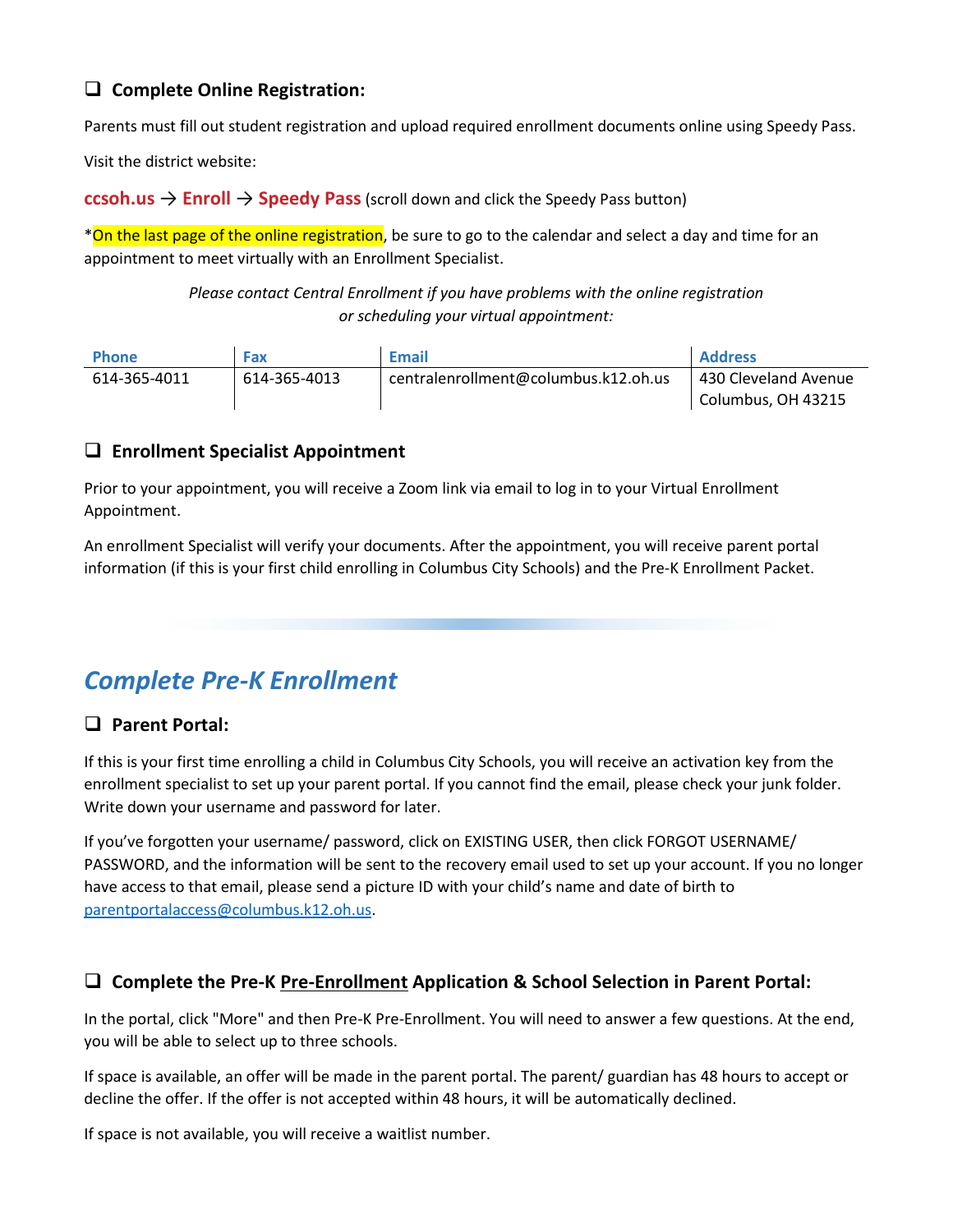### ❑ Complete Online Registration:

Parents must fill out student registration and upload required enrollment documents online using Speedy Pass.

Visit the district website:

**ccsoh.us** → **Enroll** → **Speedy Pass** (scroll down and click the Speedy Pass button)

*On the last page of the online registration, be sure to go to the calendar and select a day and time for an appointment to meet virtually with an Enrollment Specialist.

*Please contact Central Enrollment if you have problems with the online registration or scheduling your virtual appointment:*

| Phone | Fax | Email | Address |
|---|---|---|---|
| 614-365-4011 | 614-365-4013 | centralenrollment@columbus.k12.oh.us | 430 Cleveland Avenue Columbus, OH 43215 |

### ❑ Enrollment Specialist Appointment

Prior to your appointment, you will receive a Zoom link via email to log in to your Virtual Enrollment Appointment.

An enrollment Specialist will verify your documents. After the appointment, you will receive parent portal information (if this is your first child enrolling in Columbus City Schools) and the Pre-K Enrollment Packet.

## *Complete Pre-K Enrollment*

### ❑ Parent Portal:

If this is your first time enrolling a child in Columbus City Schools, you will receive an activation key from the enrollment specialist to set up your parent portal. If you cannot find the email, please check your junk folder. Write down your username and password for later.

If you've forgotten your username/ password, click on EXISTING USER, then click FORGOT USERNAME/ PASSWORD, and the information will be sent to the recovery email used to set up your account. If you no longer have access to that email, please send a picture ID with your child's name and date of birth to parentportalaccess@columbus.k12.oh.us.

### ❑ Complete the Pre-K Pre-Enrollment Application & School Selection in Parent Portal:

In the portal, click "More" and then Pre-K Pre-Enrollment. You will need to answer a few questions. At the end, you will be able to select up to three schools.

If space is available, an offer will be made in the parent portal. The parent/ guardian has 48 hours to accept or decline the offer. If the offer is not accepted within 48 hours, it will be automatically declined.

If space is not available, you will receive a waitlist number.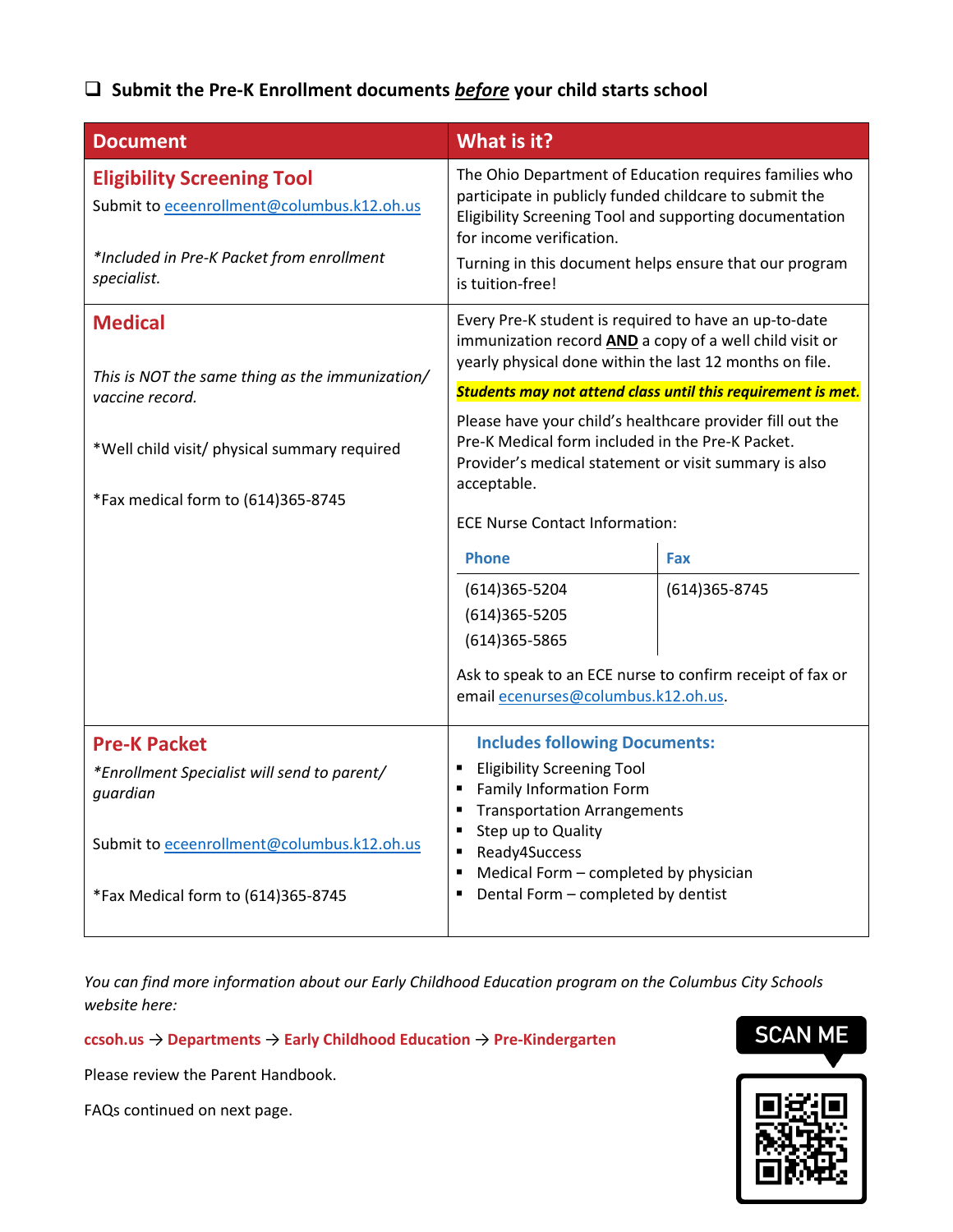- [ ] **Submit the Pre-K Enrollment documents *before* your child starts school**

| Document | What is it? |
|---|---|
| **Eligibility Screening Tool**<br>Submit to eceenrollment@columbus.k12.oh.us<br><br>*\*Included in Pre-K Packet from enrollment specialist.* | The Ohio Department of Education requires families who participate in publicly funded childcare to submit the Eligibility Screening Tool and supporting documentation for income verification.<br>Turning in this document helps ensure that our program is tuition-free! |
| **Medical**<br><br>*This is NOT the same thing as the immunization/ vaccine record.*<br><br>\*Well child visit/ physical summary required<br><br>\*Fax medical form to (614)365-8745 | Every Pre-K student is required to have an up-to-date immunization record **AND** a copy of a well child visit or yearly physical done within the last 12 months on file.<br>***Students may not attend class until this requirement is met.***<br>Please have your child's healthcare provider fill out the Pre-K Medical form included in the Pre-K Packet. Provider's medical statement or visit summary is also acceptable.<br><br>ECE Nurse Contact Information:<br>**Phone:** (614)365-5204, (614)365-5205, (614)365-5865<br>**Fax:** (614)365-8745<br><br>Ask to speak to an ECE nurse to confirm receipt of fax or email ecenurses@columbus.k12.oh.us. |
| **Pre-K Packet**<br>*\*Enrollment Specialist will send to parent/ guardian*<br><br>Submit to eceenrollment@columbus.k12.oh.us<br><br>\*Fax Medical form to (614)365-8745 | **Includes following Documents:**<br>▪ Eligibility Screening Tool<br>▪ Family Information Form<br>▪ Transportation Arrangements<br>▪ Step up to Quality<br>▪ Ready4Success<br>▪ Medical Form – completed by physician<br>▪ Dental Form – completed by dentist |

*You can find more information about our Early Childhood Education program on the Columbus City Schools website here:*

**ccsoh.us → Departments → Early Childhood Education → Pre-Kindergarten**

Please review the Parent Handbook.

FAQs continued on next page.

SCAN ME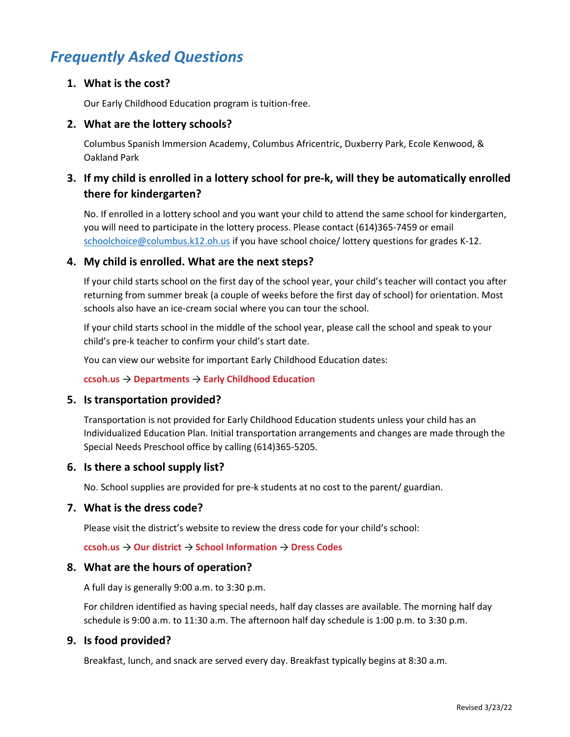# *Frequently Asked Questions*

### 1. What is the cost?

Our Early Childhood Education program is tuition-free.

### 2. What are the lottery schools?

Columbus Spanish Immersion Academy, Columbus Africentric, Duxberry Park, Ecole Kenwood, & Oakland Park

### 3. If my child is enrolled in a lottery school for pre-k, will they be automatically enrolled there for kindergarten?

No. If enrolled in a lottery school and you want your child to attend the same school for kindergarten, you will need to participate in the lottery process. Please contact (614)365-7459 or email schoolchoice@columbus.k12.oh.us if you have school choice/ lottery questions for grades K-12.

### 4. My child is enrolled. What are the next steps?

If your child starts school on the first day of the school year, your child's teacher will contact you after returning from summer break (a couple of weeks before the first day of school) for orientation. Most schools also have an ice-cream social where you can tour the school.

If your child starts school in the middle of the school year, please call the school and speak to your child's pre-k teacher to confirm your child's start date.

You can view our website for important Early Childhood Education dates:

**ccsoh.us** → **Departments** → **Early Childhood Education**

### 5. Is transportation provided?

Transportation is not provided for Early Childhood Education students unless your child has an Individualized Education Plan. Initial transportation arrangements and changes are made through the Special Needs Preschool office by calling (614)365-5205.

### 6. Is there a school supply list?

No. School supplies are provided for pre-k students at no cost to the parent/ guardian.

### 7. What is the dress code?

Please visit the district's website to review the dress code for your child's school:

**ccsoh.us** → **Our district** → **School Information** → **Dress Codes**

### 8. What are the hours of operation?

A full day is generally 9:00 a.m. to 3:30 p.m.

For children identified as having special needs, half day classes are available. The morning half day schedule is 9:00 a.m. to 11:30 a.m. The afternoon half day schedule is 1:00 p.m. to 3:30 p.m.

### 9. Is food provided?

Breakfast, lunch, and snack are served every day. Breakfast typically begins at 8:30 a.m.

Revised 3/23/22